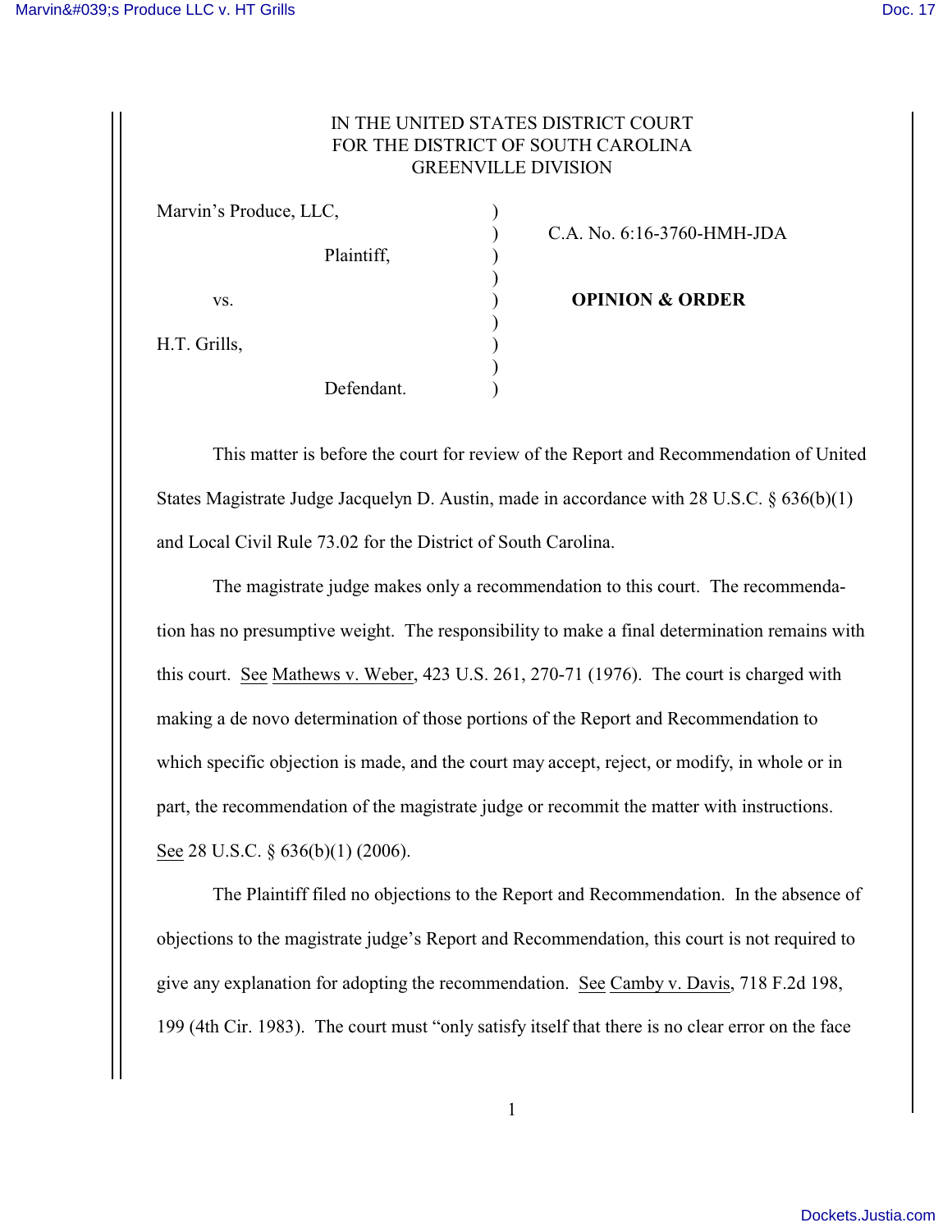IN THE UNITED STATES DISTRICT COURT
FOR THE DISTRICT OF SOUTH CAROLINA
GREENVILLE DIVISION

Marvin's Produce, LLC,
Plaintiff,

vs.

H.T. Grills,
Defendant.

C.A. No. 6:16-3760-HMH-JDA

**OPINION & ORDER**

This matter is before the court for review of the Report and Recommendation of United States Magistrate Judge Jacquelyn D. Austin, made in accordance with 28 U.S.C. § 636(b)(1) and Local Civil Rule 73.02 for the District of South Carolina.

The magistrate judge makes only a recommendation to this court. The recommendation has no presumptive weight. The responsibility to make a final determination remains with this court. See Mathews v. Weber, 423 U.S. 261, 270-71 (1976). The court is charged with making a de novo determination of those portions of the Report and Recommendation to which specific objection is made, and the court may accept, reject, or modify, in whole or in part, the recommendation of the magistrate judge or recommit the matter with instructions. See 28 U.S.C. § 636(b)(1) (2006).

The Plaintiff filed no objections to the Report and Recommendation. In the absence of objections to the magistrate judge's Report and Recommendation, this court is not required to give any explanation for adopting the recommendation. See Camby v. Davis, 718 F.2d 198, 199 (4th Cir. 1983). The court must "only satisfy itself that there is no clear error on the face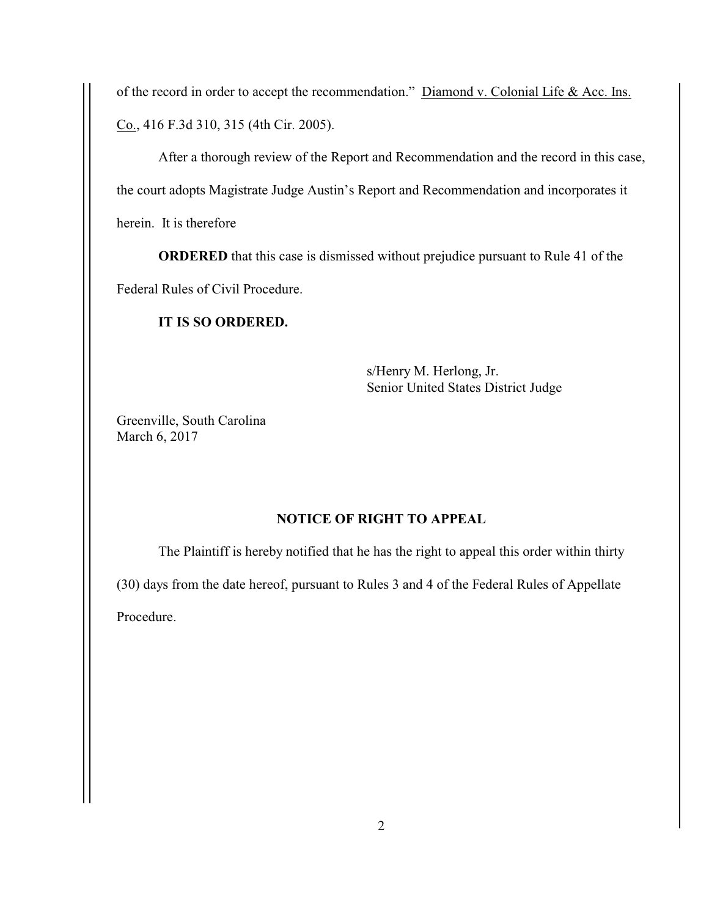of the record in order to accept the recommendation." Diamond v. Colonial Life & Acc. Ins. Co., 416 F.3d 310, 315 (4th Cir. 2005).

After a thorough review of the Report and Recommendation and the record in this case, the court adopts Magistrate Judge Austin's Report and Recommendation and incorporates it herein. It is therefore

**ORDERED** that this case is dismissed without prejudice pursuant to Rule 41 of the Federal Rules of Civil Procedure.

**IT IS SO ORDERED.**

s/Henry M. Herlong, Jr.
Senior United States District Judge

Greenville, South Carolina
March 6, 2017

**NOTICE OF RIGHT TO APPEAL**

The Plaintiff is hereby notified that he has the right to appeal this order within thirty (30) days from the date hereof, pursuant to Rules 3 and 4 of the Federal Rules of Appellate Procedure.